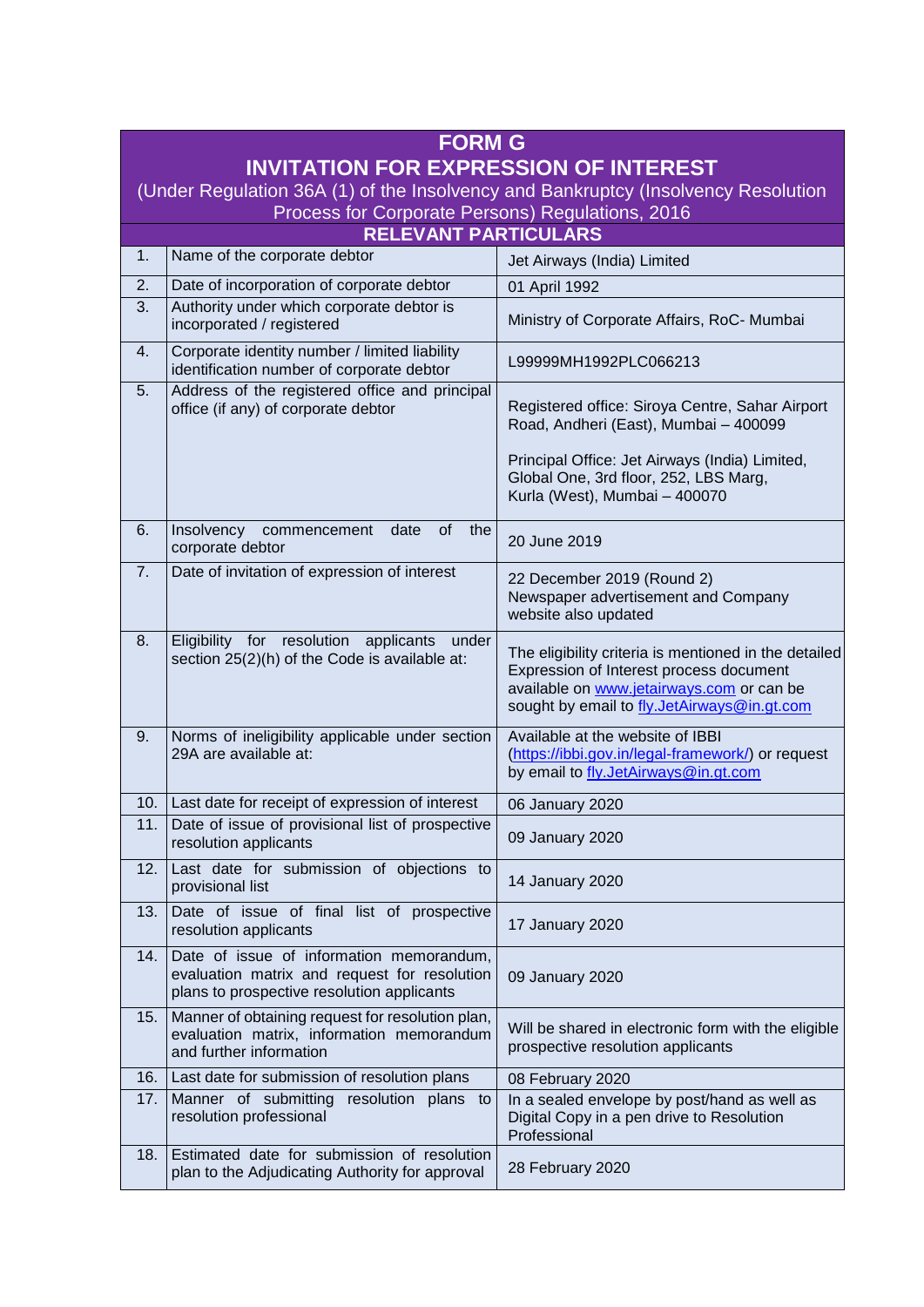# FORM G

## INVITATION FOR EXPRESSION OF INTEREST

(Under Regulation 36A (1) of the Insolvency and Bankruptcy (Insolvency Resolution Process for Corporate Persons) Regulations, 2016

### RELEVANT PARTICULARS

| | | |
|---|---|---|
| 1. | Name of the corporate debtor | Jet Airways (India) Limited |
| 2. | Date of incorporation of corporate debtor | 01 April 1992 |
| 3. | Authority under which corporate debtor is incorporated / registered | Ministry of Corporate Affairs, RoC- Mumbai |
| 4. | Corporate identity number / limited liability identification number of corporate debtor | L99999MH1992PLC066213 |
| 5. | Address of the registered office and principal office (if any) of corporate debtor | Registered office: Siroya Centre, Sahar Airport Road, Andheri (East), Mumbai – 400099<br><br>Principal Office: Jet Airways (India) Limited, Global One, 3rd floor, 252, LBS Marg, Kurla (West), Mumbai – 400070 |
| 6. | Insolvency commencement date of the corporate debtor | 20 June 2019 |
| 7. | Date of invitation of expression of interest | 22 December 2019 (Round 2)<br>Newspaper advertisement and Company website also updated |
| 8. | Eligibility for resolution applicants under section 25(2)(h) of the Code is available at: | The eligibility criteria is mentioned in the detailed Expression of Interest process document available on www.jetairways.com or can be sought by email to fly.JetAirways@in.gt.com |
| 9. | Norms of ineligibility applicable under section 29A are available at: | Available at the website of IBBI (https://ibbi.gov.in/legal-framework/) or request by email to fly.JetAirways@in.gt.com |
| 10. | Last date for receipt of expression of interest | 06 January 2020 |
| 11. | Date of issue of provisional list of prospective resolution applicants | 09 January 2020 |
| 12. | Last date for submission of objections to provisional list | 14 January 2020 |
| 13. | Date of issue of final list of prospective resolution applicants | 17 January 2020 |
| 14. | Date of issue of information memorandum, evaluation matrix and request for resolution plans to prospective resolution applicants | 09 January 2020 |
| 15. | Manner of obtaining request for resolution plan, evaluation matrix, information memorandum and further information | Will be shared in electronic form with the eligible prospective resolution applicants |
| 16. | Last date for submission of resolution plans | 08 February 2020 |
| 17. | Manner of submitting resolution plans to resolution professional | In a sealed envelope by post/hand as well as Digital Copy in a pen drive to Resolution Professional |
| 18. | Estimated date for submission of resolution plan to the Adjudicating Authority for approval | 28 February 2020 |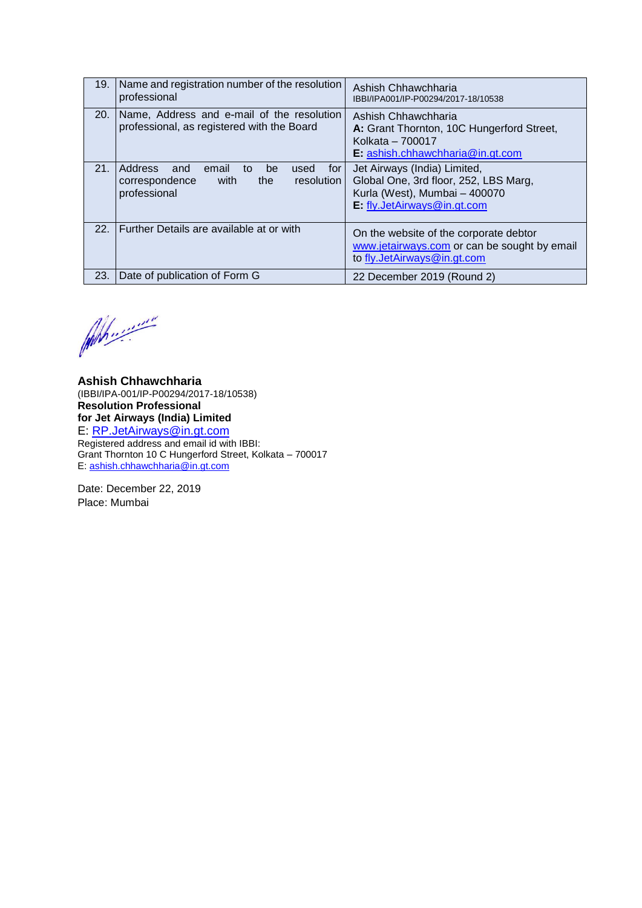| | | |
|---|---|---|
| 19. | Name and registration number of the resolution professional | Ashish Chhawchharia<br>IBBI/IPA001/IP-P00294/2017-18/10538 |
| 20. | Name, Address and e-mail of the resolution professional, as registered with the Board | Ashish Chhawchharia<br>**A:** Grant Thornton, 10C Hungerford Street, Kolkata – 700017<br>**E:** ashish.chhawchharia@in.gt.com |
| 21. | Address and email to be used for correspondence with the resolution professional | Jet Airways (India) Limited,<br>Global One, 3rd floor, 252, LBS Marg, Kurla (West), Mumbai – 400070<br>**E:** fly.JetAirways@in.gt.com |
| 22. | Further Details are available at or with | On the website of the corporate debtor www.jetairways.com or can be sought by email to fly.JetAirways@in.gt.com |
| 23. | Date of publication of Form G | 22 December 2019 (Round 2) |

**Ashish Chhawchharia**
(IBBI/IPA-001/IP-P00294/2017-18/10538)
**Resolution Professional**
**for Jet Airways (India) Limited**
E: RP.JetAirways@in.gt.com
Registered address and email id with IBBI:
Grant Thornton 10 C Hungerford Street, Kolkata – 700017
E: ashish.chhawchharia@in.gt.com

Date: December 22, 2019
Place: Mumbai